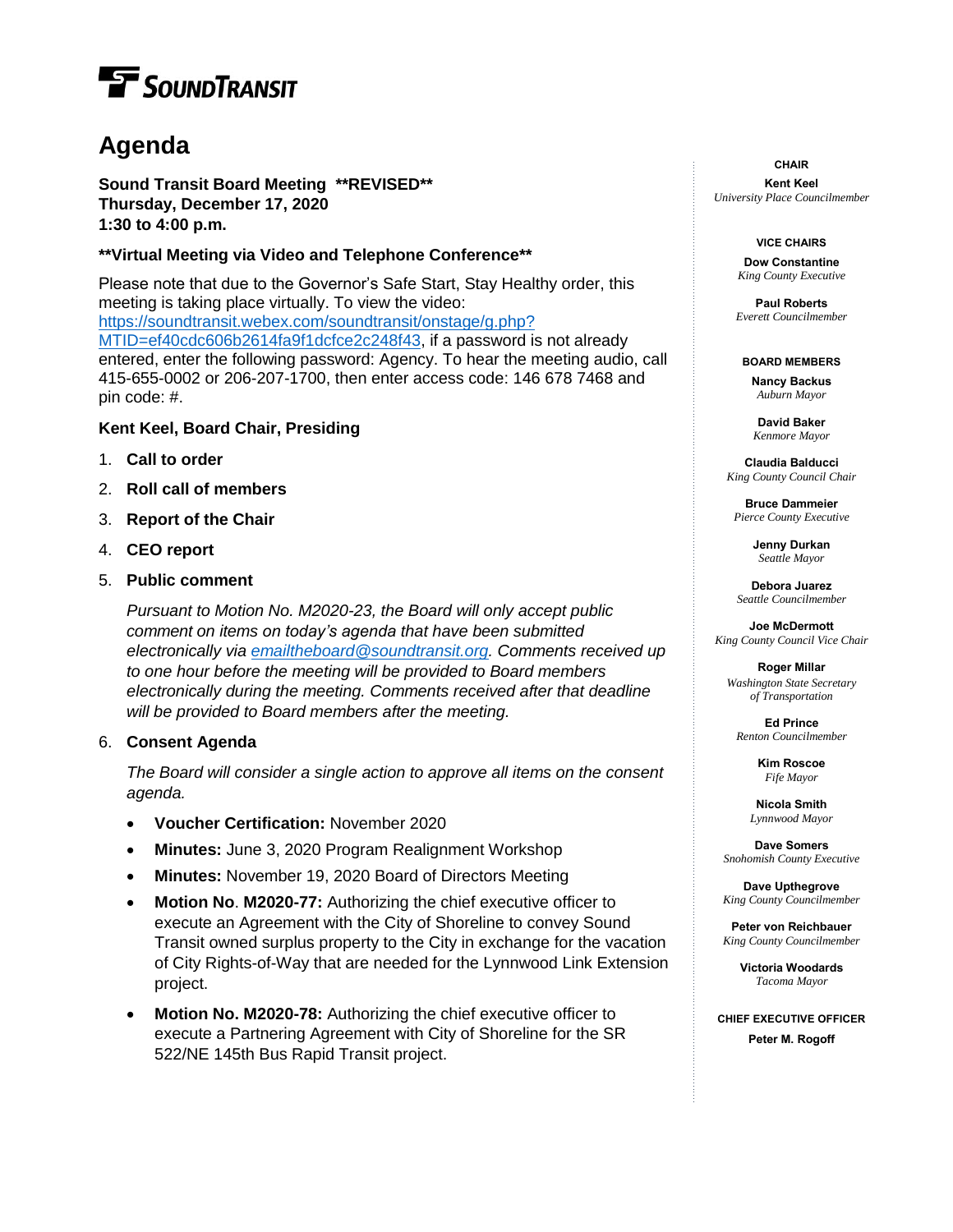# SOUNDTRANSIT

# Agenda

**Sound Transit Board Meeting \*\*REVISED\*\***
**Thursday, December 17, 2020**
**1:30 to 4:00 p.m.**

**\*\*Virtual Meeting via Video and Telephone Conference\*\***

Please note that due to the Governor's Safe Start, Stay Healthy order, this meeting is taking place virtually. To view the video: https://soundtransit.webex.com/soundtransit/onstage/g.php?MTID=ef40cdc606b2614fa9f1dcfce2c248f43, if a password is not already entered, enter the following password: Agency. To hear the meeting audio, call 415-655-0002 or 206-207-1700, then enter access code: 146 678 7468 and pin code: #.

**Kent Keel, Board Chair, Presiding**

1. **Call to order**
2. **Roll call of members**
3. **Report of the Chair**
4. **CEO report**
5. **Public comment**

   *Pursuant to Motion No. M2020-23, the Board will only accept public comment on items on today's agenda that have been submitted electronically via emailtheboard@soundtransit.org. Comments received up to one hour before the meeting will be provided to Board members electronically during the meeting. Comments received after that deadline will be provided to Board members after the meeting.*

6. **Consent Agenda**

   *The Board will consider a single action to approve all items on the consent agenda.*

   - **Voucher Certification:** November 2020
   - **Minutes:** June 3, 2020 Program Realignment Workshop
   - **Minutes:** November 19, 2020 Board of Directors Meeting
   - **Motion No. M2020-77:** Authorizing the chief executive officer to execute an Agreement with the City of Shoreline to convey Sound Transit owned surplus property to the City in exchange for the vacation of City Rights-of-Way that are needed for the Lynnwood Link Extension project.
   - **Motion No. M2020-78:** Authorizing the chief executive officer to execute a Partnering Agreement with City of Shoreline for the SR 522/NE 145th Bus Rapid Transit project.

**CHAIR**

**Kent Keel**
*University Place Councilmember*

**VICE CHAIRS**

**Dow Constantine**
*King County Executive*

**Paul Roberts**
*Everett Councilmember*

**BOARD MEMBERS**

**Nancy Backus**
*Auburn Mayor*

**David Baker**
*Kenmore Mayor*

**Claudia Balducci**
*King County Council Chair*

**Bruce Dammeier**
*Pierce County Executive*

**Jenny Durkan**
*Seattle Mayor*

**Debora Juarez**
*Seattle Councilmember*

**Joe McDermott**
*King County Council Vice Chair*

**Roger Millar**
*Washington State Secretary of Transportation*

**Ed Prince**
*Renton Councilmember*

**Kim Roscoe**
*Fife Mayor*

**Nicola Smith**
*Lynnwood Mayor*

**Dave Somers**
*Snohomish County Executive*

**Dave Upthegrove**
*King County Councilmember*

**Peter von Reichbauer**
*King County Councilmember*

**Victoria Woodards**
*Tacoma Mayor*

**CHIEF EXECUTIVE OFFICER**

**Peter M. Rogoff**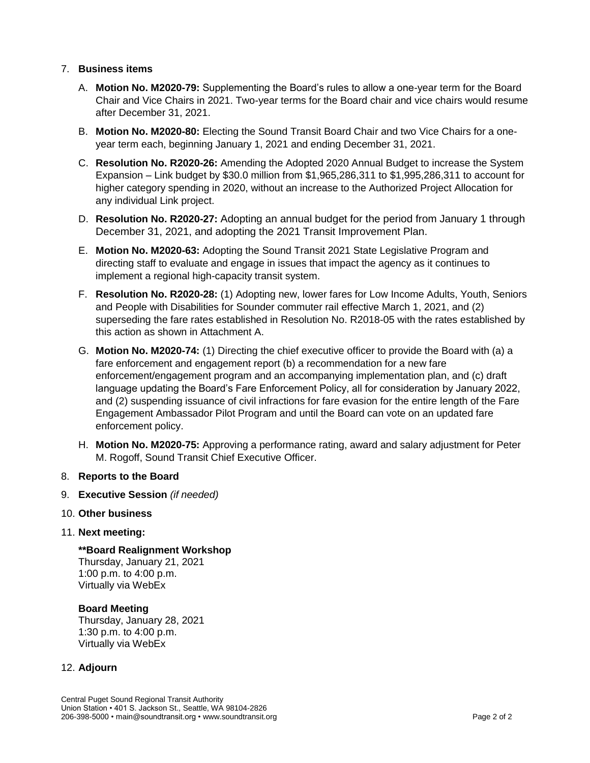7. **Business items**

   A. **Motion No. M2020-79:** Supplementing the Board's rules to allow a one-year term for the Board Chair and Vice Chairs in 2021. Two-year terms for the Board chair and vice chairs would resume after December 31, 2021.

   B. **Motion No. M2020-80:** Electing the Sound Transit Board Chair and two Vice Chairs for a one-year term each, beginning January 1, 2021 and ending December 31, 2021.

   C. **Resolution No. R2020-26:** Amending the Adopted 2020 Annual Budget to increase the System Expansion – Link budget by $30.0 million from $1,965,286,311 to $1,995,286,311 to account for higher category spending in 2020, without an increase to the Authorized Project Allocation for any individual Link project.

   D. **Resolution No. R2020-27:** Adopting an annual budget for the period from January 1 through December 31, 2021, and adopting the 2021 Transit Improvement Plan.

   E. **Motion No. M2020-63:** Adopting the Sound Transit 2021 State Legislative Program and directing staff to evaluate and engage in issues that impact the agency as it continues to implement a regional high-capacity transit system.

   F. **Resolution No. R2020-28:** (1) Adopting new, lower fares for Low Income Adults, Youth, Seniors and People with Disabilities for Sounder commuter rail effective March 1, 2021, and (2) superseding the fare rates established in Resolution No. R2018-05 with the rates established by this action as shown in Attachment A.

   G. **Motion No. M2020-74:** (1) Directing the chief executive officer to provide the Board with (a) a fare enforcement and engagement report (b) a recommendation for a new fare enforcement/engagement program and an accompanying implementation plan, and (c) draft language updating the Board's Fare Enforcement Policy, all for consideration by January 2022, and (2) suspending issuance of civil infractions for fare evasion for the entire length of the Fare Engagement Ambassador Pilot Program and until the Board can vote on an updated fare enforcement policy.

   H. **Motion No. M2020-75:** Approving a performance rating, award and salary adjustment for Peter M. Rogoff, Sound Transit Chief Executive Officer.

8. **Reports to the Board**

9. **Executive Session** *(if needed)*

10. **Other business**

11. **Next meeting:**

    **\*\*Board Realignment Workshop**
    Thursday, January 21, 2021
    1:00 p.m. to 4:00 p.m.
    Virtually via WebEx

    **Board Meeting**
    Thursday, January 28, 2021
    1:30 p.m. to 4:00 p.m.
    Virtually via WebEx

12. **Adjourn**

Central Puget Sound Regional Transit Authority
Union Station • 401 S. Jackson St., Seattle, WA 98104-2826
206-398-5000 • main@soundtransit.org • www.soundtransit.org